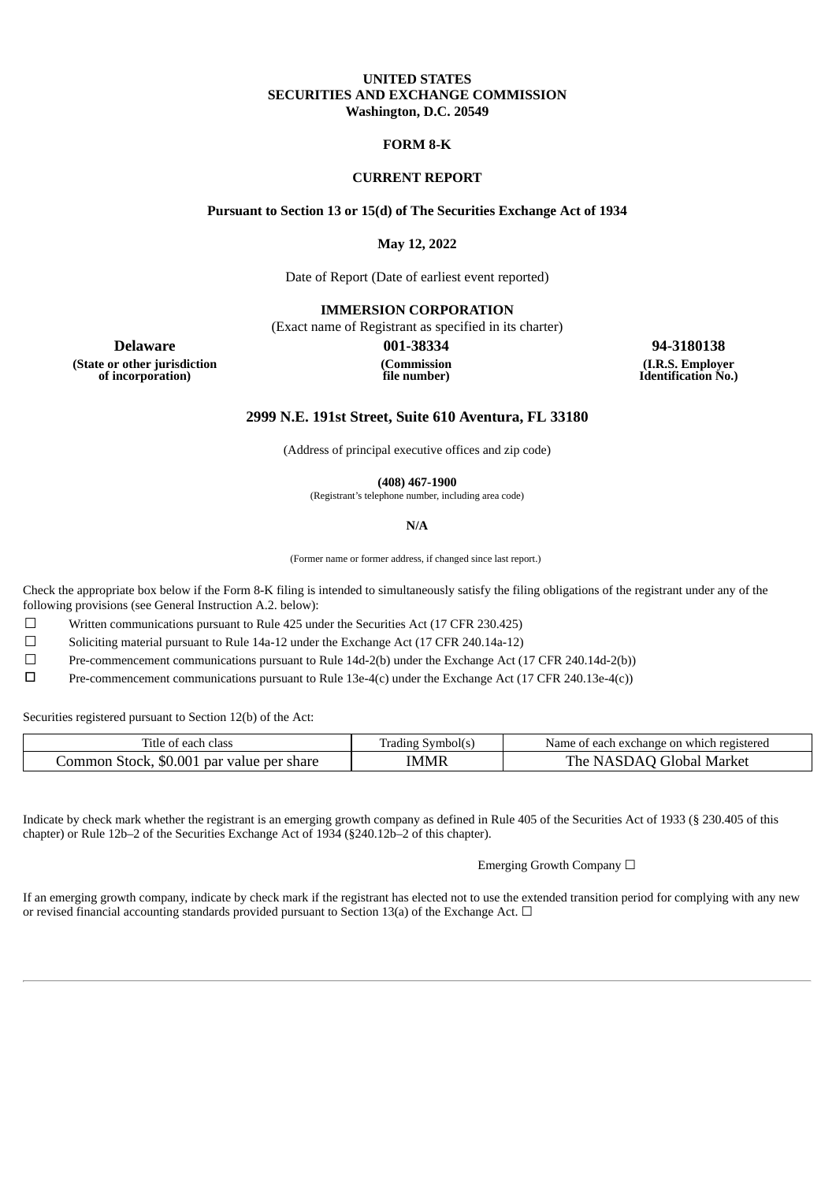**UNITED STATES**
**SECURITIES AND EXCHANGE COMMISSION**
**Washington, D.C. 20549**

**FORM 8-K**

**CURRENT REPORT**

**Pursuant to Section 13 or 15(d) of The Securities Exchange Act of 1934**

**May 12, 2022**

Date of Report (Date of earliest event reported)

**IMMERSION CORPORATION**

(Exact name of Registrant as specified in its charter)

| **Delaware** | **001-38334** | **94-3180138** |
|---|---|---|
| **(State or other jurisdiction of incorporation)** | **(Commission file number)** | **(I.R.S. Employer Identification No.)** |

**2999 N.E. 191st Street, Suite 610 Aventura, FL 33180**

(Address of principal executive offices and zip code)

**(408) 467-1900**

(Registrant's telephone number, including area code)

**N/A**

(Former name or former address, if changed since last report.)

Check the appropriate box below if the Form 8-K filing is intended to simultaneously satisfy the filing obligations of the registrant under any of the following provisions (see General Instruction A.2. below):

☐ Written communications pursuant to Rule 425 under the Securities Act (17 CFR 230.425)

☐ Soliciting material pursuant to Rule 14a-12 under the Exchange Act (17 CFR 240.14a-12)

☐ Pre-commencement communications pursuant to Rule 14d-2(b) under the Exchange Act (17 CFR 240.14d-2(b))

☐ Pre-commencement communications pursuant to Rule 13e-4(c) under the Exchange Act (17 CFR 240.13e-4(c))

Securities registered pursuant to Section 12(b) of the Act:

| Title of each class | Trading Symbol(s) | Name of each exchange on which registered |
|---|---|---|
| Common Stock, $0.001 par value per share | IMMR | The NASDAQ Global Market |

Indicate by check mark whether the registrant is an emerging growth company as defined in Rule 405 of the Securities Act of 1933 (§ 230.405 of this chapter) or Rule 12b–2 of the Securities Exchange Act of 1934 (§240.12b–2 of this chapter).

Emerging Growth Company ☐

If an emerging growth company, indicate by check mark if the registrant has elected not to use the extended transition period for complying with any new or revised financial accounting standards provided pursuant to Section 13(a) of the Exchange Act. ☐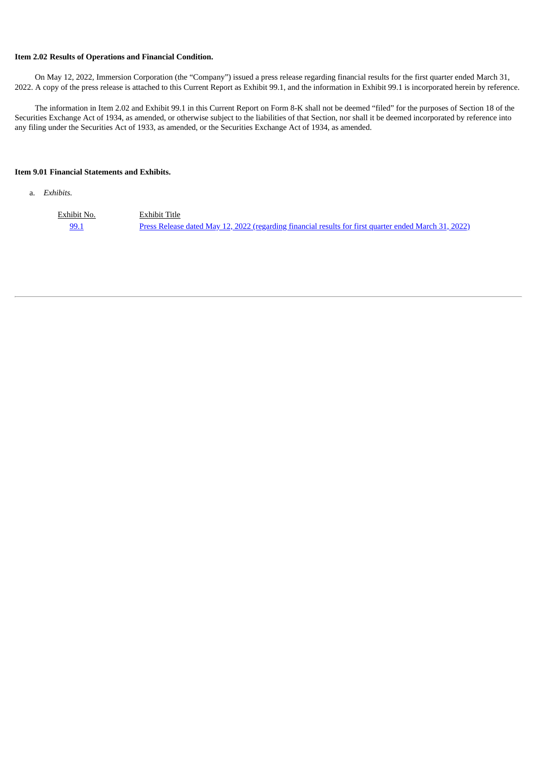**Item 2.02 Results of Operations and Financial Condition.**

On May 12, 2022, Immersion Corporation (the "Company") issued a press release regarding financial results for the first quarter ended March 31, 2022. A copy of the press release is attached to this Current Report as Exhibit 99.1, and the information in Exhibit 99.1 is incorporated herein by reference.

The information in Item 2.02 and Exhibit 99.1 in this Current Report on Form 8-K shall not be deemed "filed" for the purposes of Section 18 of the Securities Exchange Act of 1934, as amended, or otherwise subject to the liabilities of that Section, nor shall it be deemed incorporated by reference into any filing under the Securities Act of 1933, as amended, or the Securities Exchange Act of 1934, as amended.

**Item 9.01 Financial Statements and Exhibits.**

a. *Exhibits.*

| Exhibit No. | Exhibit Title |
|---|---|
| 99.1 | Press Release dated May 12, 2022 (regarding financial results for first quarter ended March 31, 2022) |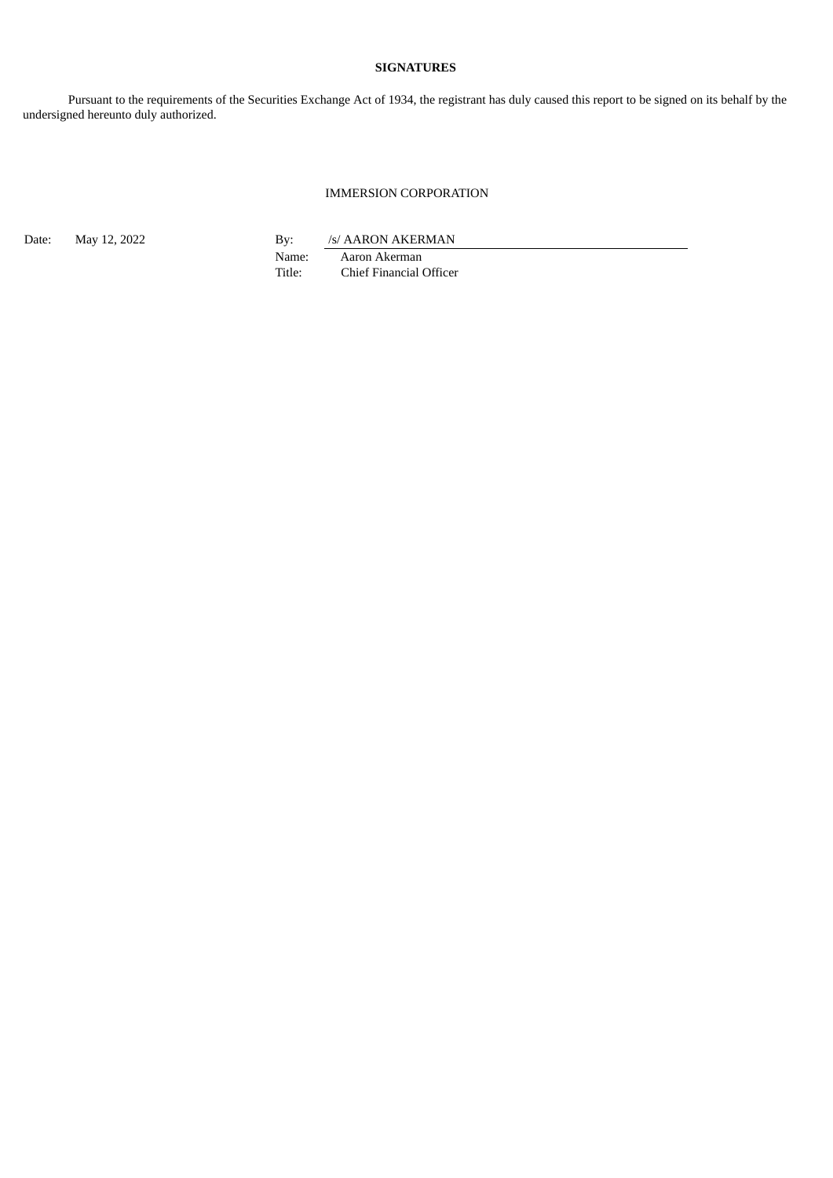**SIGNATURES**

Pursuant to the requirements of the Securities Exchange Act of 1934, the registrant has duly caused this report to be signed on its behalf by the undersigned hereunto duly authorized.

IMMERSION CORPORATION

| | | | |
|---|---|---|---|
| Date: | May 12, 2022 | By: | /s/ AARON AKERMAN |
| | | Name: | Aaron Akerman |
| | | Title: | Chief Financial Officer |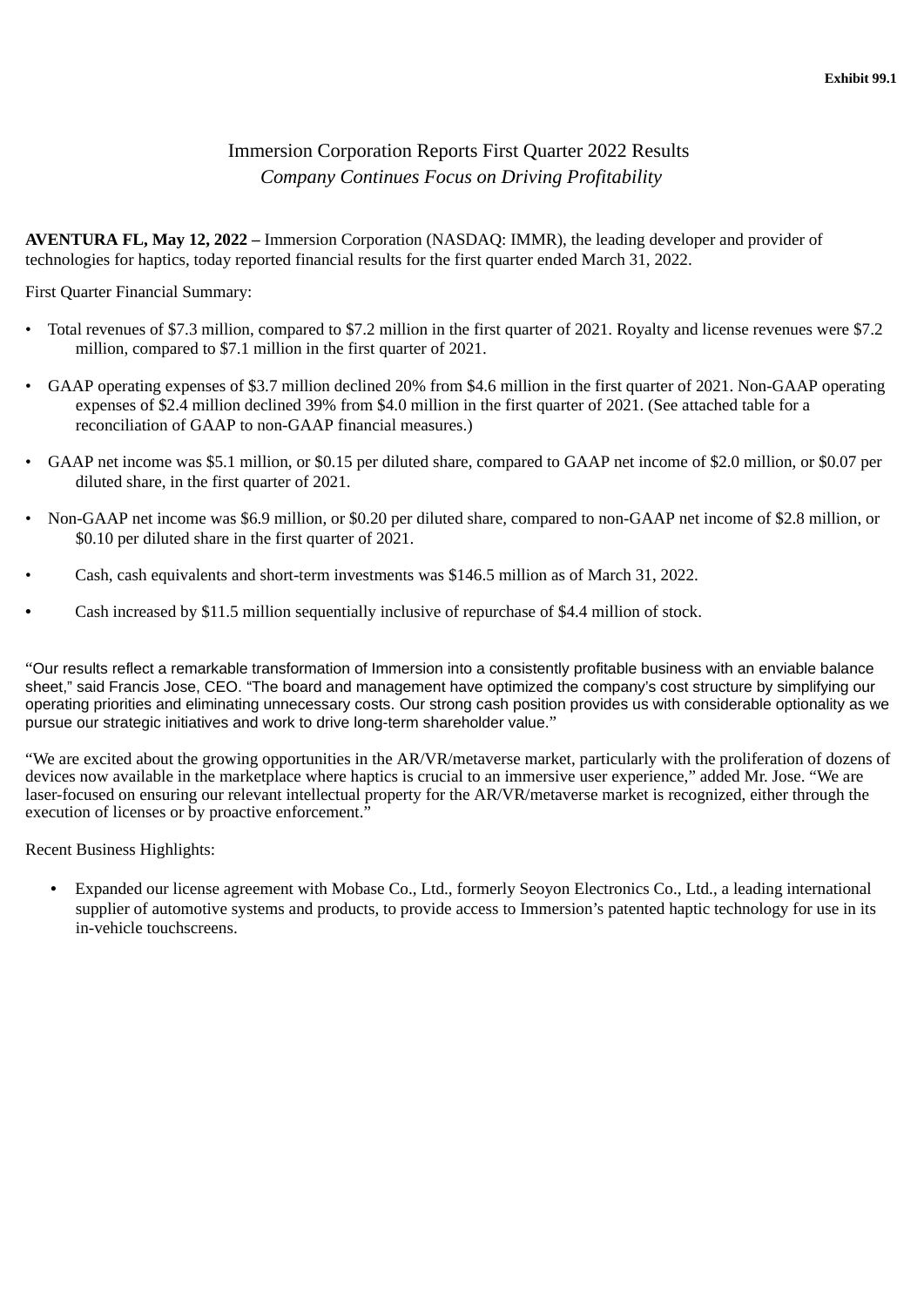**Exhibit 99.1**

# Immersion Corporation Reports First Quarter 2022 Results

*Company Continues Focus on Driving Profitability*

**AVENTURA FL, May 12, 2022 –** Immersion Corporation (NASDAQ: IMMR), the leading developer and provider of technologies for haptics, today reported financial results for the first quarter ended March 31, 2022.

First Quarter Financial Summary:

- Total revenues of $7.3 million, compared to $7.2 million in the first quarter of 2021. Royalty and license revenues were $7.2 million, compared to $7.1 million in the first quarter of 2021.
- GAAP operating expenses of $3.7 million declined 20% from $4.6 million in the first quarter of 2021. Non-GAAP operating expenses of $2.4 million declined 39% from $4.0 million in the first quarter of 2021. (See attached table for a reconciliation of GAAP to non-GAAP financial measures.)
- GAAP net income was $5.1 million, or $0.15 per diluted share, compared to GAAP net income of $2.0 million, or $0.07 per diluted share, in the first quarter of 2021.
- Non-GAAP net income was $6.9 million, or $0.20 per diluted share, compared to non-GAAP net income of $2.8 million, or $0.10 per diluted share in the first quarter of 2021.
- Cash, cash equivalents and short-term investments was $146.5 million as of March 31, 2022.
- Cash increased by $11.5 million sequentially inclusive of repurchase of $4.4 million of stock.

"Our results reflect a remarkable transformation of Immersion into a consistently profitable business with an enviable balance sheet," said Francis Jose, CEO. "The board and management have optimized the company's cost structure by simplifying our operating priorities and eliminating unnecessary costs. Our strong cash position provides us with considerable optionality as we pursue our strategic initiatives and work to drive long-term shareholder value."

"We are excited about the growing opportunities in the AR/VR/metaverse market, particularly with the proliferation of dozens of devices now available in the marketplace where haptics is crucial to an immersive user experience," added Mr. Jose. "We are laser-focused on ensuring our relevant intellectual property for the AR/VR/metaverse market is recognized, either through the execution of licenses or by proactive enforcement."

Recent Business Highlights:

- Expanded our license agreement with Mobase Co., Ltd., formerly Seoyon Electronics Co., Ltd., a leading international supplier of automotive systems and products, to provide access to Immersion's patented haptic technology for use in its in-vehicle touchscreens.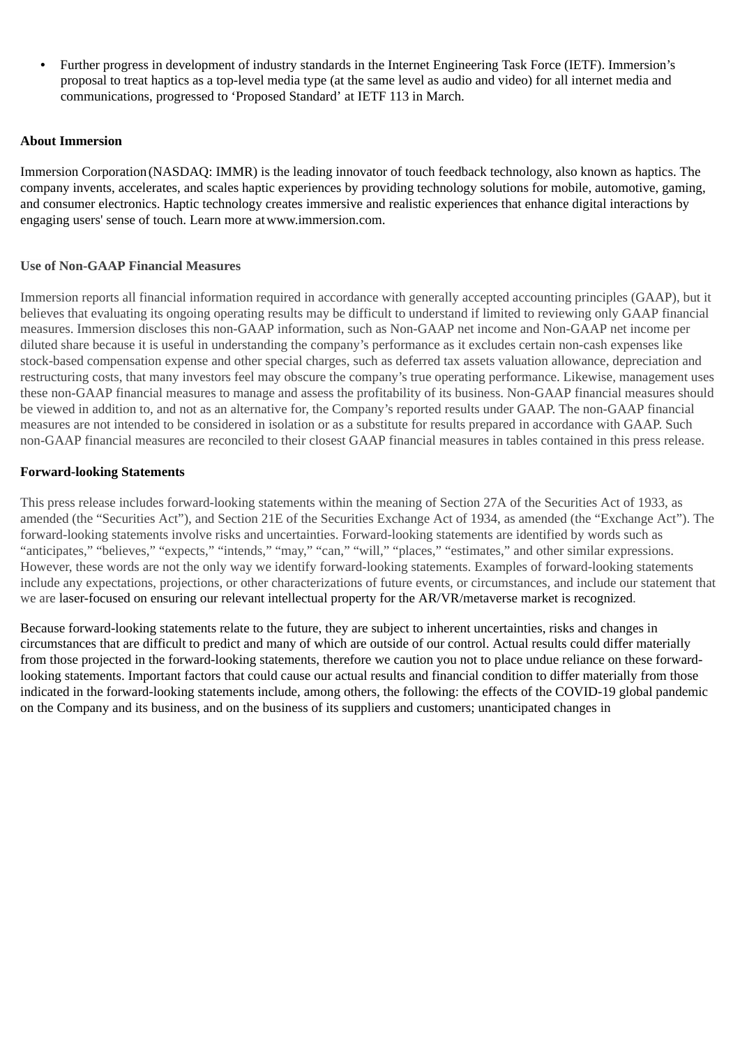- Further progress in development of industry standards in the Internet Engineering Task Force (IETF). Immersion's proposal to treat haptics as a top-level media type (at the same level as audio and video) for all internet media and communications, progressed to 'Proposed Standard' at IETF 113 in March.

**About Immersion**

Immersion Corporation (NASDAQ: IMMR) is the leading innovator of touch feedback technology, also known as haptics. The company invents, accelerates, and scales haptic experiences by providing technology solutions for mobile, automotive, gaming, and consumer electronics. Haptic technology creates immersive and realistic experiences that enhance digital interactions by engaging users' sense of touch. Learn more at www.immersion.com.

**Use of Non-GAAP Financial Measures**

Immersion reports all financial information required in accordance with generally accepted accounting principles (GAAP), but it believes that evaluating its ongoing operating results may be difficult to understand if limited to reviewing only GAAP financial measures. Immersion discloses this non-GAAP information, such as Non-GAAP net income and Non-GAAP net income per diluted share because it is useful in understanding the company's performance as it excludes certain non-cash expenses like stock-based compensation expense and other special charges, such as deferred tax assets valuation allowance, depreciation and restructuring costs, that many investors feel may obscure the company's true operating performance. Likewise, management uses these non-GAAP financial measures to manage and assess the profitability of its business. Non-GAAP financial measures should be viewed in addition to, and not as an alternative for, the Company's reported results under GAAP. The non-GAAP financial measures are not intended to be considered in isolation or as a substitute for results prepared in accordance with GAAP. Such non-GAAP financial measures are reconciled to their closest GAAP financial measures in tables contained in this press release.

**Forward-looking Statements**

This press release includes forward-looking statements within the meaning of Section 27A of the Securities Act of 1933, as amended (the "Securities Act"), and Section 21E of the Securities Exchange Act of 1934, as amended (the "Exchange Act"). The forward-looking statements involve risks and uncertainties. Forward-looking statements are identified by words such as "anticipates," "believes," "expects," "intends," "may," "can," "will," "places," "estimates," and other similar expressions. However, these words are not the only way we identify forward-looking statements. Examples of forward-looking statements include any expectations, projections, or other characterizations of future events, or circumstances, and include our statement that we are laser-focused on ensuring our relevant intellectual property for the AR/VR/metaverse market is recognized.

Because forward-looking statements relate to the future, they are subject to inherent uncertainties, risks and changes in circumstances that are difficult to predict and many of which are outside of our control. Actual results could differ materially from those projected in the forward-looking statements, therefore we caution you not to place undue reliance on these forward-looking statements. Important factors that could cause our actual results and financial condition to differ materially from those indicated in the forward-looking statements include, among others, the following: the effects of the COVID-19 global pandemic on the Company and its business, and on the business of its suppliers and customers; unanticipated changes in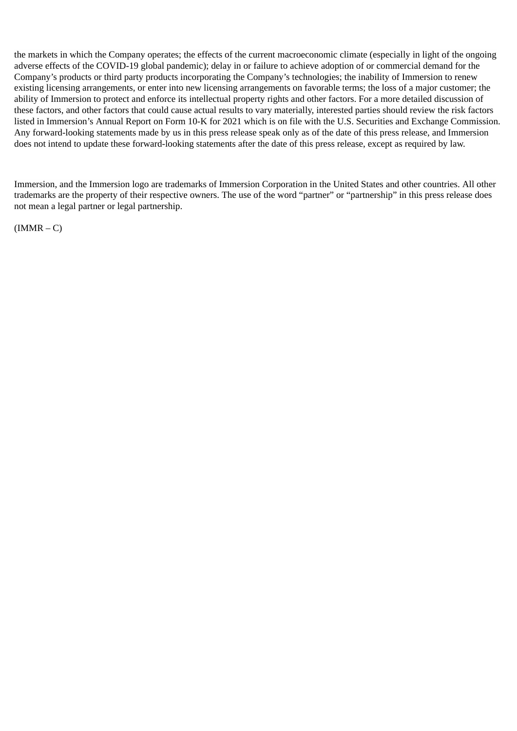the markets in which the Company operates; the effects of the current macroeconomic climate (especially in light of the ongoing adverse effects of the COVID-19 global pandemic); delay in or failure to achieve adoption of or commercial demand for the Company's products or third party products incorporating the Company's technologies; the inability of Immersion to renew existing licensing arrangements, or enter into new licensing arrangements on favorable terms; the loss of a major customer; the ability of Immersion to protect and enforce its intellectual property rights and other factors. For a more detailed discussion of these factors, and other factors that could cause actual results to vary materially, interested parties should review the risk factors listed in Immersion's Annual Report on Form 10-K for 2021 which is on file with the U.S. Securities and Exchange Commission. Any forward-looking statements made by us in this press release speak only as of the date of this press release, and Immersion does not intend to update these forward-looking statements after the date of this press release, except as required by law.

Immersion, and the Immersion logo are trademarks of Immersion Corporation in the United States and other countries. All other trademarks are the property of their respective owners. The use of the word "partner" or "partnership" in this press release does not mean a legal partner or legal partnership.

(IMMR – C)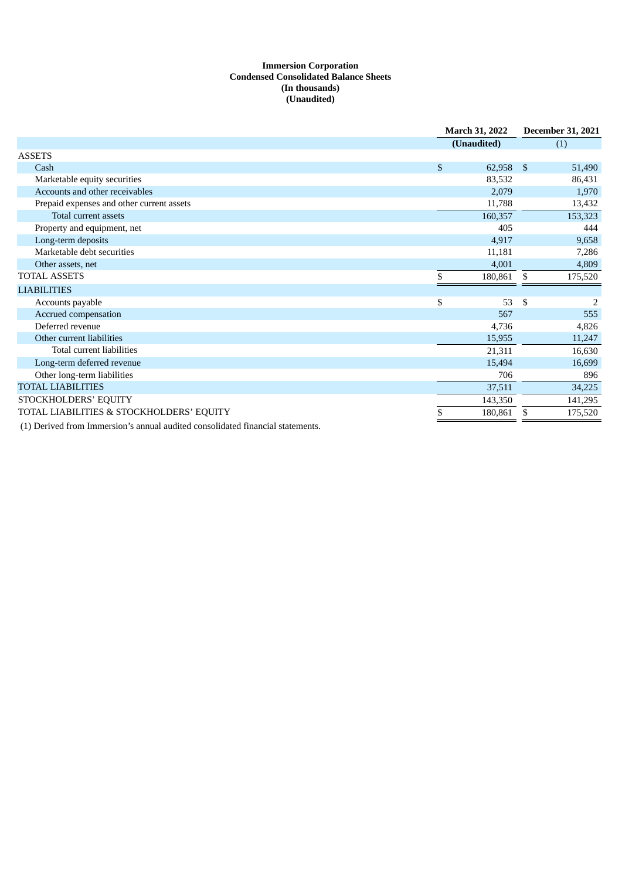**Immersion Corporation**
**Condensed Consolidated Balance Sheets**
**(In thousands)**
**(Unaudited)**

| | March 31, 2022 | December 31, 2021 |
|---|---|---|
| | (Unaudited) | (1) |
| ASSETS | | |
| Cash | $ 62,958 | $ 51,490 |
| Marketable equity securities | 83,532 | 86,431 |
| Accounts and other receivables | 2,079 | 1,970 |
| Prepaid expenses and other current assets | 11,788 | 13,432 |
| Total current assets | 160,357 | 153,323 |
| Property and equipment, net | 405 | 444 |
| Long-term deposits | 4,917 | 9,658 |
| Marketable debt securities | 11,181 | 7,286 |
| Other assets, net | 4,001 | 4,809 |
| TOTAL ASSETS | $ 180,861 | $ 175,520 |
| LIABILITIES | | |
| Accounts payable | $ 53 | $ 2 |
| Accrued compensation | 567 | 555 |
| Deferred revenue | 4,736 | 4,826 |
| Other current liabilities | 15,955 | 11,247 |
| Total current liabilities | 21,311 | 16,630 |
| Long-term deferred revenue | 15,494 | 16,699 |
| Other long-term liabilities | 706 | 896 |
| TOTAL LIABILITIES | 37,511 | 34,225 |
| STOCKHOLDERS' EQUITY | 143,350 | 141,295 |
| TOTAL LIABILITIES & STOCKHOLDERS' EQUITY | $ 180,861 | $ 175,520 |

(1) Derived from Immersion's annual audited consolidated financial statements.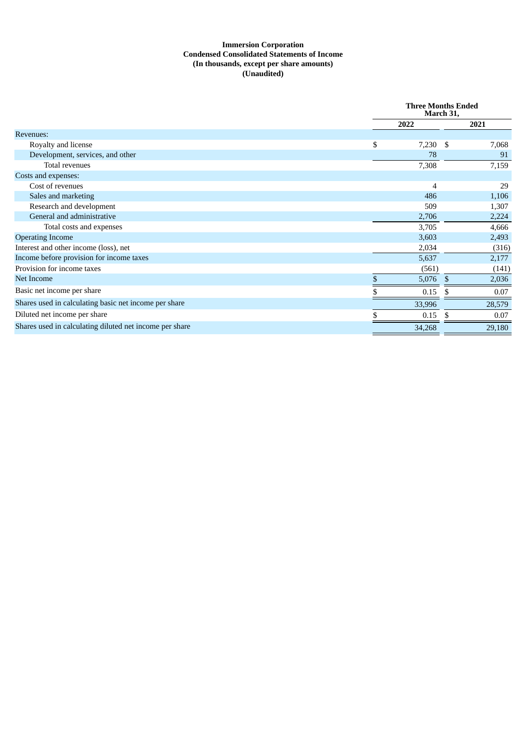**Immersion Corporation**
**Condensed Consolidated Statements of Income**
**(In thousands, except per share amounts)**
**(Unaudited)**

| | Three Months Ended March 31, | |
|---|---|---|
| | 2022 | 2021 |
| Revenues: | | |
| Royalty and license | $ 7,230 | $ 7,068 |
| Development, services, and other | 78 | 91 |
| Total revenues | 7,308 | 7,159 |
| Costs and expenses: | | |
| Cost of revenues | 4 | 29 |
| Sales and marketing | 486 | 1,106 |
| Research and development | 509 | 1,307 |
| General and administrative | 2,706 | 2,224 |
| Total costs and expenses | 3,705 | 4,666 |
| Operating Income | 3,603 | 2,493 |
| Interest and other income (loss), net | 2,034 | (316) |
| Income before provision for income taxes | 5,637 | 2,177 |
| Provision for income taxes | (561) | (141) |
| Net Income | $ 5,076 | $ 2,036 |
| Basic net income per share | $ 0.15 | $ 0.07 |
| Shares used in calculating basic net income per share | 33,996 | 28,579 |
| Diluted net income per share | $ 0.15 | $ 0.07 |
| Shares used in calculating diluted net income per share | 34,268 | 29,180 |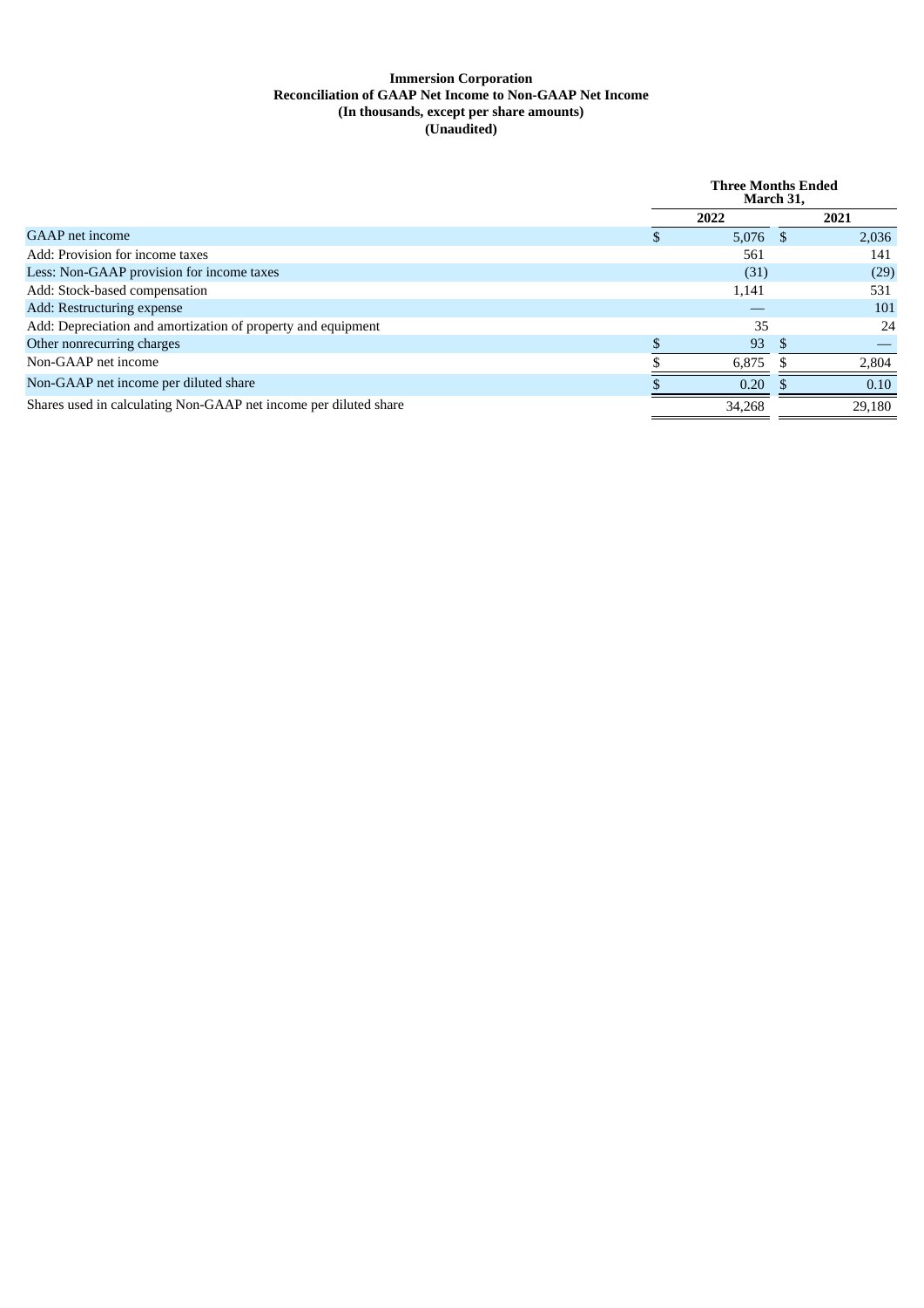**Immersion Corporation**
**Reconciliation of GAAP Net Income to Non-GAAP Net Income**
**(In thousands, except per share amounts)**
**(Unaudited)**

| | Three Months Ended March 31, | |
|---|---|---|
| | 2022 | 2021 |
| GAAP net income | $ 5,076 | $ 2,036 |
| Add: Provision for income taxes | 561 | 141 |
| Less: Non-GAAP provision for income taxes | (31) | (29) |
| Add: Stock-based compensation | 1,141 | 531 |
| Add: Restructuring expense | — | 101 |
| Add: Depreciation and amortization of property and equipment | 35 | 24 |
| Other nonrecurring charges | $ 93 | $ — |
| Non-GAAP net income | $ 6,875 | $ 2,804 |
| Non-GAAP net income per diluted share | $ 0.20 | $ 0.10 |
| Shares used in calculating Non-GAAP net income per diluted share | 34,268 | 29,180 |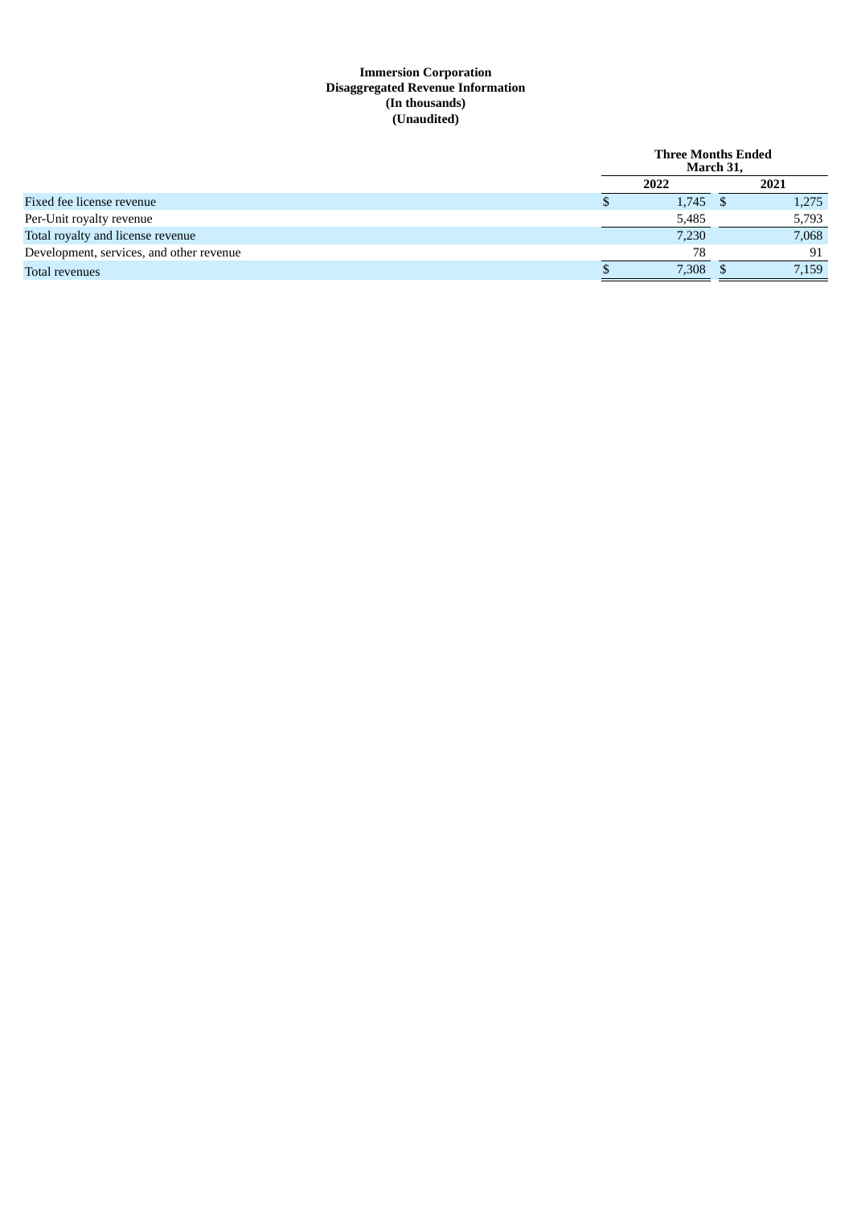**Immersion Corporation**
**Disaggregated Revenue Information**
**(In thousands)**
**(Unaudited)**

| | Three Months Ended March 31, | |
|---|---|---|
| | 2022 | 2021 |
| Fixed fee license revenue | $ 1,745 | $ 1,275 |
| Per-Unit royalty revenue | 5,485 | 5,793 |
| Total royalty and license revenue | 7,230 | 7,068 |
| Development, services, and other revenue | 78 | 91 |
| Total revenues | $ 7,308 | $ 7,159 |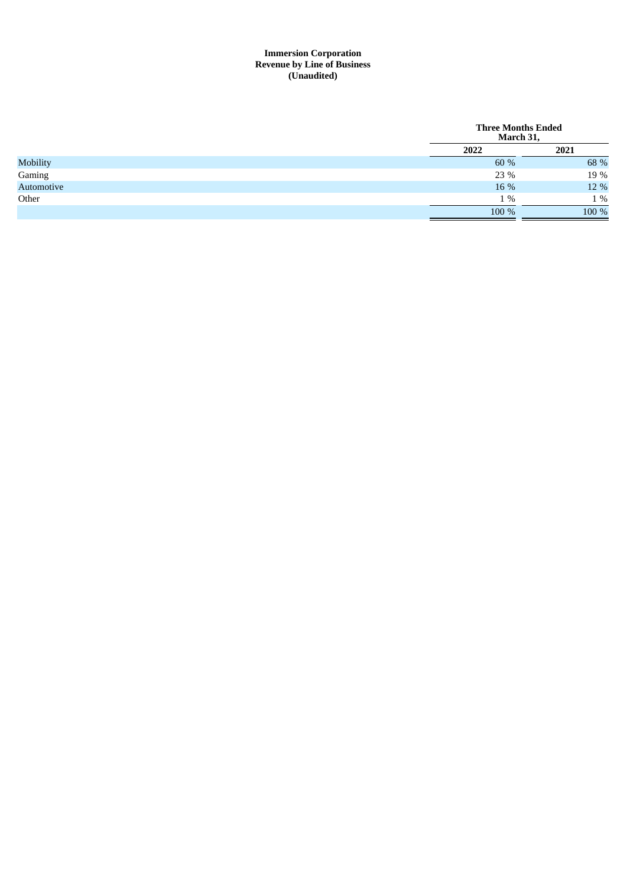**Immersion Corporation**
**Revenue by Line of Business**
**(Unaudited)**

| | Three Months Ended March 31, | |
|---|---|---|
| | 2022 | 2021 |
| Mobility | 60 % | 68 % |
| Gaming | 23 % | 19 % |
| Automotive | 16 % | 12 % |
| Other | 1 % | 1 % |
| | 100 % | 100 % |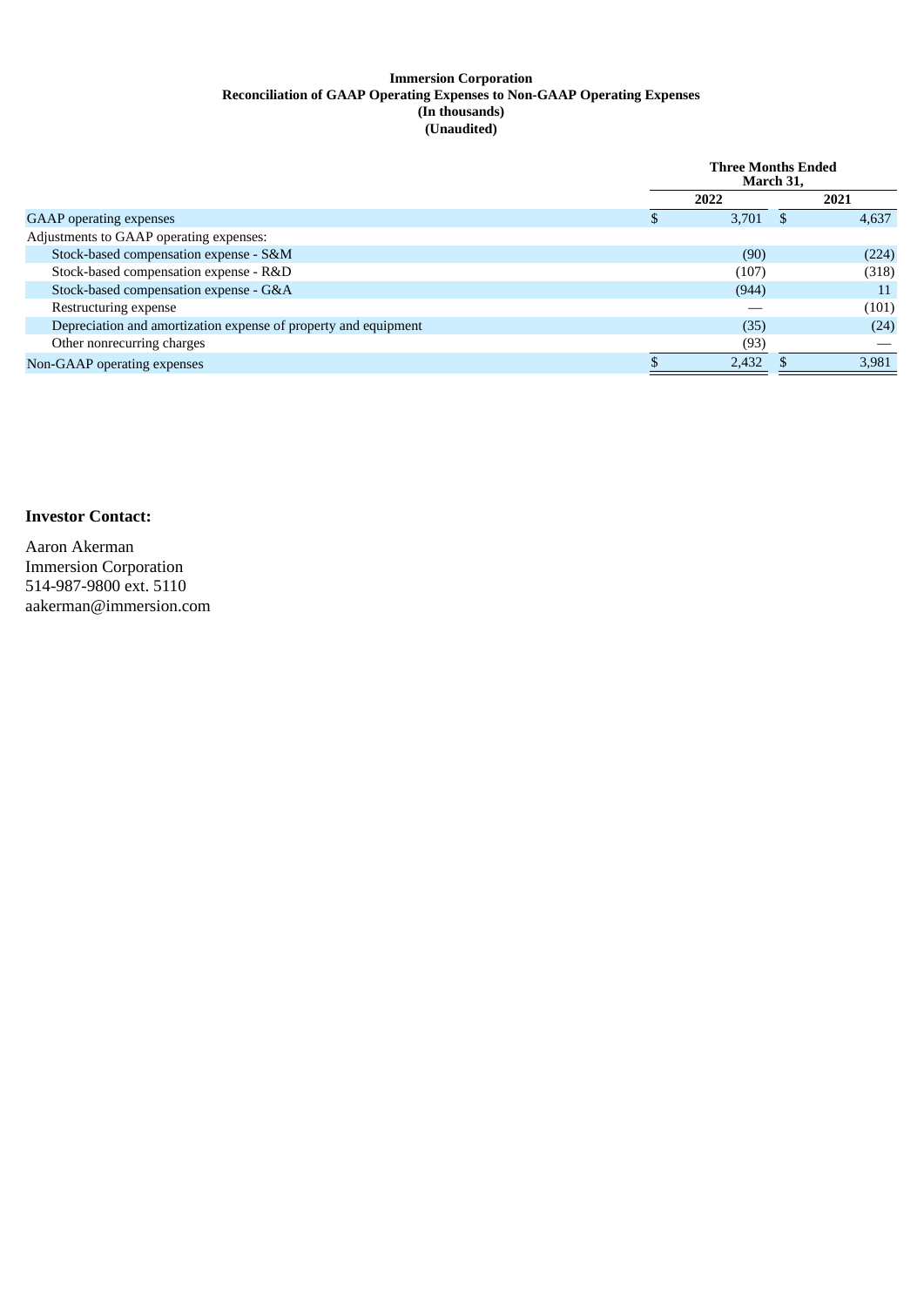**Immersion Corporation**
**Reconciliation of GAAP Operating Expenses to Non-GAAP Operating Expenses**
**(In thousands)**
**(Unaudited)**

| | Three Months Ended March 31, | |
|---|---|---|
| | 2022 | 2021 |
| GAAP operating expenses | $ 3,701 | $ 4,637 |
| Adjustments to GAAP operating expenses: | | |
| Stock-based compensation expense - S&M | (90) | (224) |
| Stock-based compensation expense - R&D | (107) | (318) |
| Stock-based compensation expense - G&A | (944) | 11 |
| Restructuring expense | — | (101) |
| Depreciation and amortization expense of property and equipment | (35) | (24) |
| Other nonrecurring charges | (93) | — |
| Non-GAAP operating expenses | $ 2,432 | $ 3,981 |

**Investor Contact:**

Aaron Akerman
Immersion Corporation
514-987-9800 ext. 5110
aakerman@immersion.com